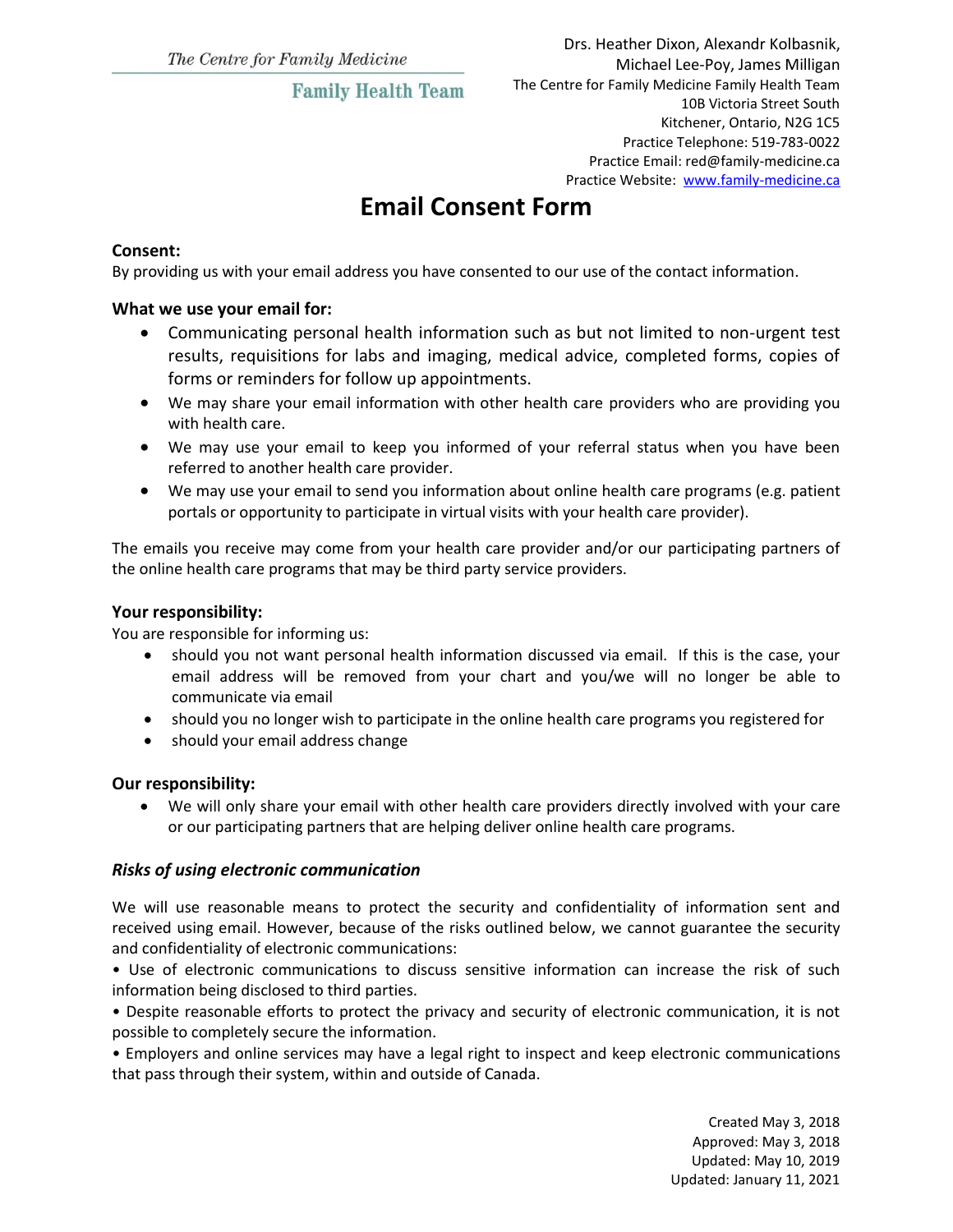The Centre for Family Medicine

**Family Health Team**

Drs. Heather Dixon, Alexandr Kolbasnik,
Michael Lee-Poy, James Milligan
The Centre for Family Medicine Family Health Team
10B Victoria Street South
Kitchener, Ontario, N2G 1C5
Practice Telephone: 519-783-0022
Practice Email: red@family-medicine.ca
Practice Website: [www.family-medicine.ca](http://www.family-medicine.ca)

# Email Consent Form

**Consent:**
By providing us with your email address you have consented to our use of the contact information.

### What we use your email for:

- Communicating personal health information such as but not limited to non-urgent test results, requisitions for labs and imaging, medical advice, completed forms, copies of forms or reminders for follow up appointments.
- We may share your email information with other health care providers who are providing you with health care.
- We may use your email to keep you informed of your referral status when you have been referred to another health care provider.
- We may use your email to send you information about online health care programs (e.g. patient portals or opportunity to participate in virtual visits with your health care provider).

The emails you receive may come from your health care provider and/or our participating partners of the online health care programs that may be third party service providers.

### Your responsibility:

You are responsible for informing us:

- should you not want personal health information discussed via email. If this is the case, your email address will be removed from your chart and you/we will no longer be able to communicate via email
- should you no longer wish to participate in the online health care programs you registered for
- should your email address change

### Our responsibility:

- We will only share your email with other health care providers directly involved with your care or our participating partners that are helping deliver online health care programs.

### *Risks of using electronic communication*

We will use reasonable means to protect the security and confidentiality of information sent and received using email. However, because of the risks outlined below, we cannot guarantee the security and confidentiality of electronic communications:

• Use of electronic communications to discuss sensitive information can increase the risk of such information being disclosed to third parties.

• Despite reasonable efforts to protect the privacy and security of electronic communication, it is not possible to completely secure the information.

• Employers and online services may have a legal right to inspect and keep electronic communications that pass through their system, within and outside of Canada.

Created May 3, 2018
Approved: May 3, 2018
Updated: May 10, 2019
Updated: January 11, 2021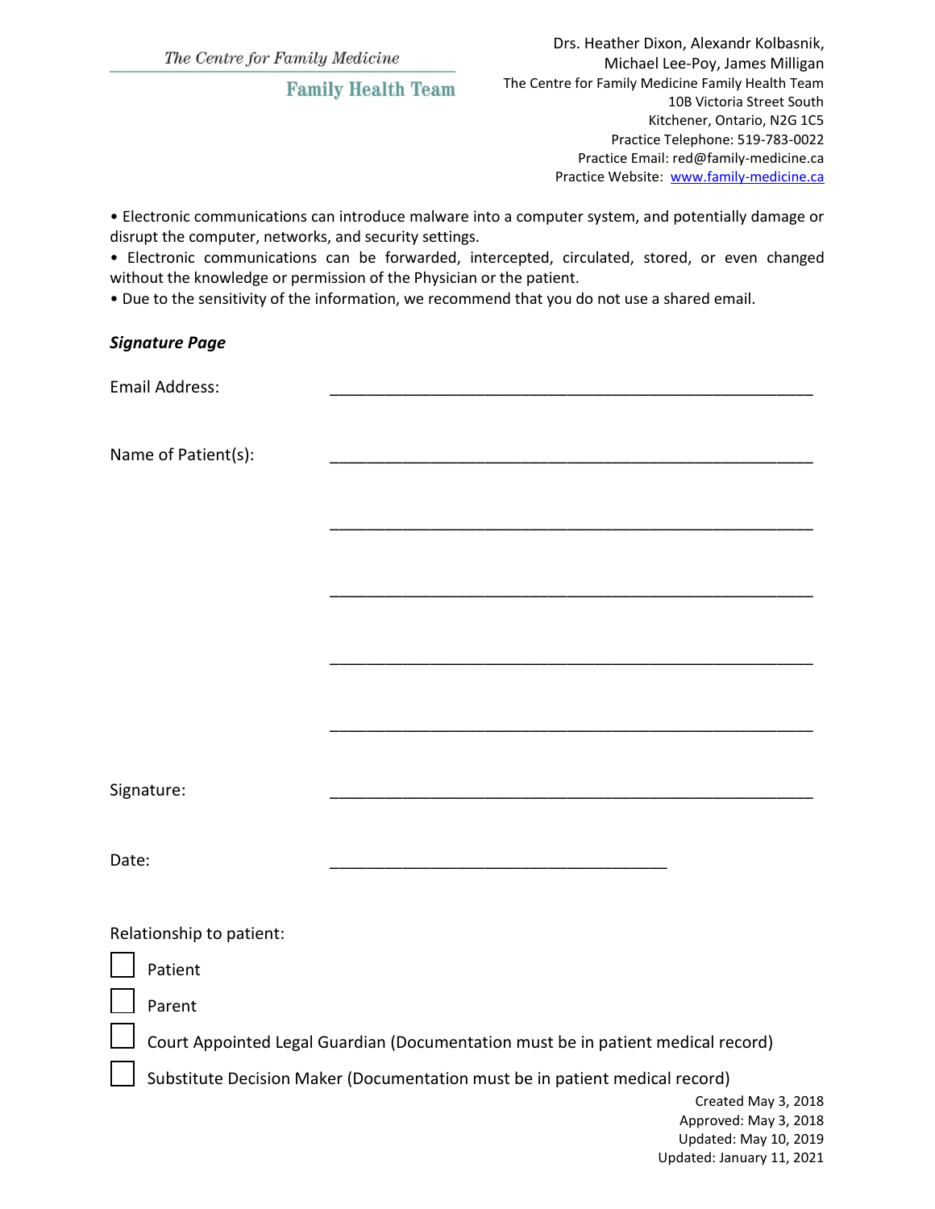The Centre for Family Medicine

**Family Health Team**

Drs. Heather Dixon, Alexandr Kolbasnik,
Michael Lee-Poy, James Milligan
The Centre for Family Medicine Family Health Team
10B Victoria Street South
Kitchener, Ontario, N2G 1C5
Practice Telephone: 519-783-0022
Practice Email: red@family-medicine.ca
Practice Website: www.family-medicine.ca

• Electronic communications can introduce malware into a computer system, and potentially damage or disrupt the computer, networks, and security settings.
• Electronic communications can be forwarded, intercepted, circulated, stored, or even changed without the knowledge or permission of the Physician or the patient.
• Due to the sensitivity of the information, we recommend that you do not use a shared email.

***Signature Page***

Email Address: ______________________________________________________

Name of Patient(s): ______________________________________________________

______________________________________________________

______________________________________________________

______________________________________________________

______________________________________________________

Signature: ______________________________________________________

Date: ______________________________________

Relationship to patient:

☐ Patient

☐ Parent

☐ Court Appointed Legal Guardian (Documentation must be in patient medical record)

☐ Substitute Decision Maker (Documentation must be in patient medical record)

Created May 3, 2018
Approved: May 3, 2018
Updated: May 10, 2019
Updated: January 11, 2021